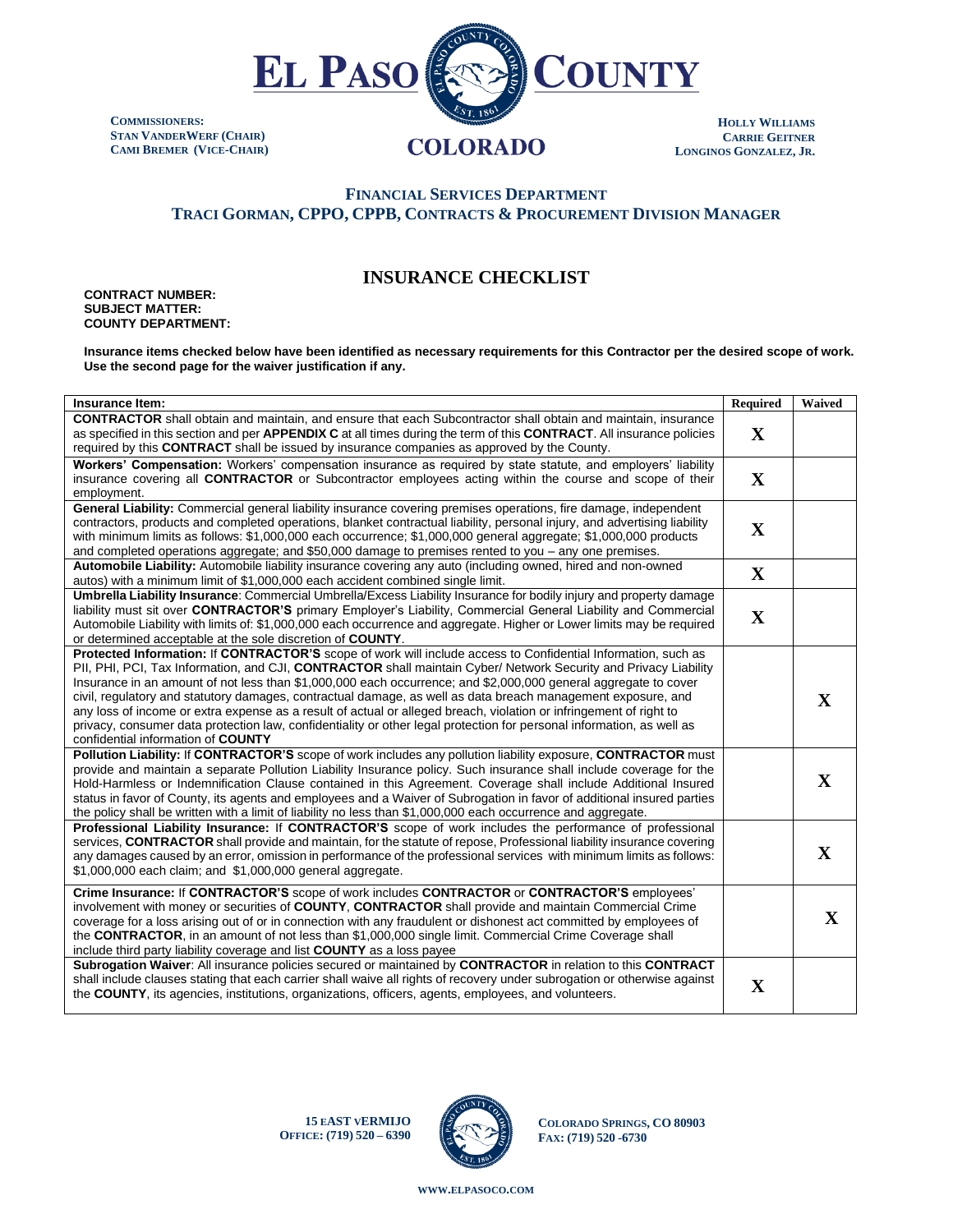# EL PASO COUNTY COLORADO

**COMMISSIONERS:**
**STAN VANDERWERF (CHAIR)**
**CAMI BREMER (VICE-CHAIR)**

**HOLLY WILLIAMS**
**CARRIE GEITNER**
**LONGINOS GONZALEZ, JR.**

**FINANCIAL SERVICES DEPARTMENT**
**TRACI GORMAN, CPPO, CPPB, CONTRACTS & PROCUREMENT DIVISION MANAGER**

## INSURANCE CHECKLIST

**CONTRACT NUMBER:**
**SUBJECT MATTER:**
**COUNTY DEPARTMENT:**

**Insurance items checked below have been identified as necessary requirements for this Contractor per the desired scope of work. Use the second page for the waiver justification if any.**

| Insurance Item: | Required | Waived |
|---|---|---|
| **CONTRACTOR** shall obtain and maintain, and ensure that each Subcontractor shall obtain and maintain, insurance as specified in this section and per **APPENDIX C** at all times during the term of this **CONTRACT**. All insurance policies required by this **CONTRACT** shall be issued by insurance companies as approved by the County. | X | |
| **Workers' Compensation:** Workers' compensation insurance as required by state statute, and employers' liability insurance covering all **CONTRACTOR** or Subcontractor employees acting within the course and scope of their employment. | X | |
| **General Liability:** Commercial general liability insurance covering premises operations, fire damage, independent contractors, products and completed operations, blanket contractual liability, personal injury, and advertising liability with minimum limits as follows: $1,000,000 each occurrence; $1,000,000 general aggregate; $1,000,000 products and completed operations aggregate; and $50,000 damage to premises rented to you – any one premises. | X | |
| **Automobile Liability:** Automobile liability insurance covering any auto (including owned, hired and non-owned autos) with a minimum limit of $1,000,000 each accident combined single limit. | X | |
| **Umbrella Liability Insurance**: Commercial Umbrella/Excess Liability Insurance for bodily injury and property damage liability must sit over **CONTRACTOR'S** primary Employer's Liability, Commercial General Liability and Commercial Automobile Liability with limits of: $1,000,000 each occurrence and aggregate. Higher or Lower limits may be required or determined acceptable at the sole discretion of **COUNTY**. | X | |
| **Protected Information:** If **CONTRACTOR'S** scope of work will include access to Confidential Information, such as PII, PHI, PCI, Tax Information, and CJI, **CONTRACTOR** shall maintain Cyber/ Network Security and Privacy Liability Insurance in an amount of not less than $1,000,000 each occurrence; and $2,000,000 general aggregate to cover civil, regulatory and statutory damages, contractual damage, as well as data breach management exposure, and any loss of income or extra expense as a result of actual or alleged breach, violation or infringement of right to privacy, consumer data protection law, confidentiality or other legal protection for personal information, as well as confidential information of **COUNTY** | | X |
| **Pollution Liability:** If **CONTRACTOR'S** scope of work includes any pollution liability exposure, **CONTRACTOR** must provide and maintain a separate Pollution Liability Insurance policy. Such insurance shall include coverage for the Hold-Harmless or Indemnification Clause contained in this Agreement. Coverage shall include Additional Insured status in favor of County, its agents and employees and a Waiver of Subrogation in favor of additional insured parties the policy shall be written with a limit of liability no less than $1,000,000 each occurrence and aggregate. | | X |
| **Professional Liability Insurance:** If **CONTRACTOR'S** scope of work includes the performance of professional services, **CONTRACTOR** shall provide and maintain, for the statute of repose, Professional liability insurance covering any damages caused by an error, omission in performance of the professional services with minimum limits as follows: $1,000,000 each claim; and $1,000,000 general aggregate. | | X |
| **Crime Insurance:** If **CONTRACTOR'S** scope of work includes **CONTRACTOR** or **CONTRACTOR'S** employees' involvement with money or securities of **COUNTY**, **CONTRACTOR** shall provide and maintain Commercial Crime coverage for a loss arising out of or in connection with any fraudulent or dishonest act committed by employees of the **CONTRACTOR**, in an amount of not less than $1,000,000 single limit. Commercial Crime Coverage shall include third party liability coverage and list **COUNTY** as a loss payee | | X |
| **Subrogation Waiver**: All insurance policies secured or maintained by **CONTRACTOR** in relation to this **CONTRACT** shall include clauses stating that each carrier shall waive all rights of recovery under subrogation or otherwise against the **COUNTY**, its agencies, institutions, organizations, officers, agents, employees, and volunteers. | X | |

**15 EAST VERMIJO**
**OFFICE: (719) 520 – 6390**

**COLORADO SPRINGS, CO 80903**
**FAX: (719) 520 -6730**

**WWW.ELPASOCO.COM**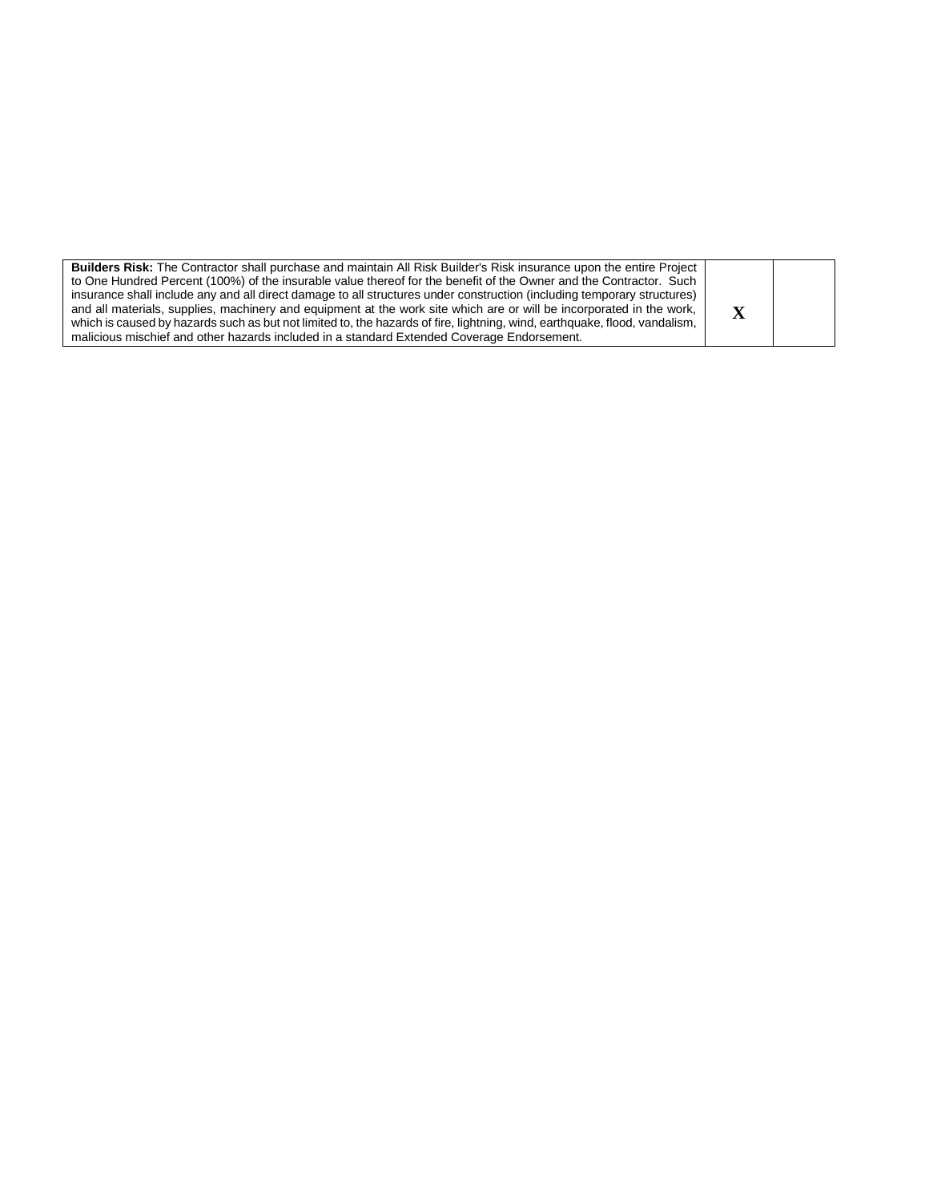| | | |
|---|---|---|
| **Builders Risk:** The Contractor shall purchase and maintain All Risk Builder's Risk insurance upon the entire Project to One Hundred Percent (100%) of the insurable value thereof for the benefit of the Owner and the Contractor. Such insurance shall include any and all direct damage to all structures under construction (including temporary structures) and all materials, supplies, machinery and equipment at the work site which are or will be incorporated in the work, which is caused by hazards such as but not limited to, the hazards of fire, lightning, wind, earthquake, flood, vandalism, malicious mischief and other hazards included in a standard Extended Coverage Endorsement. | X | |